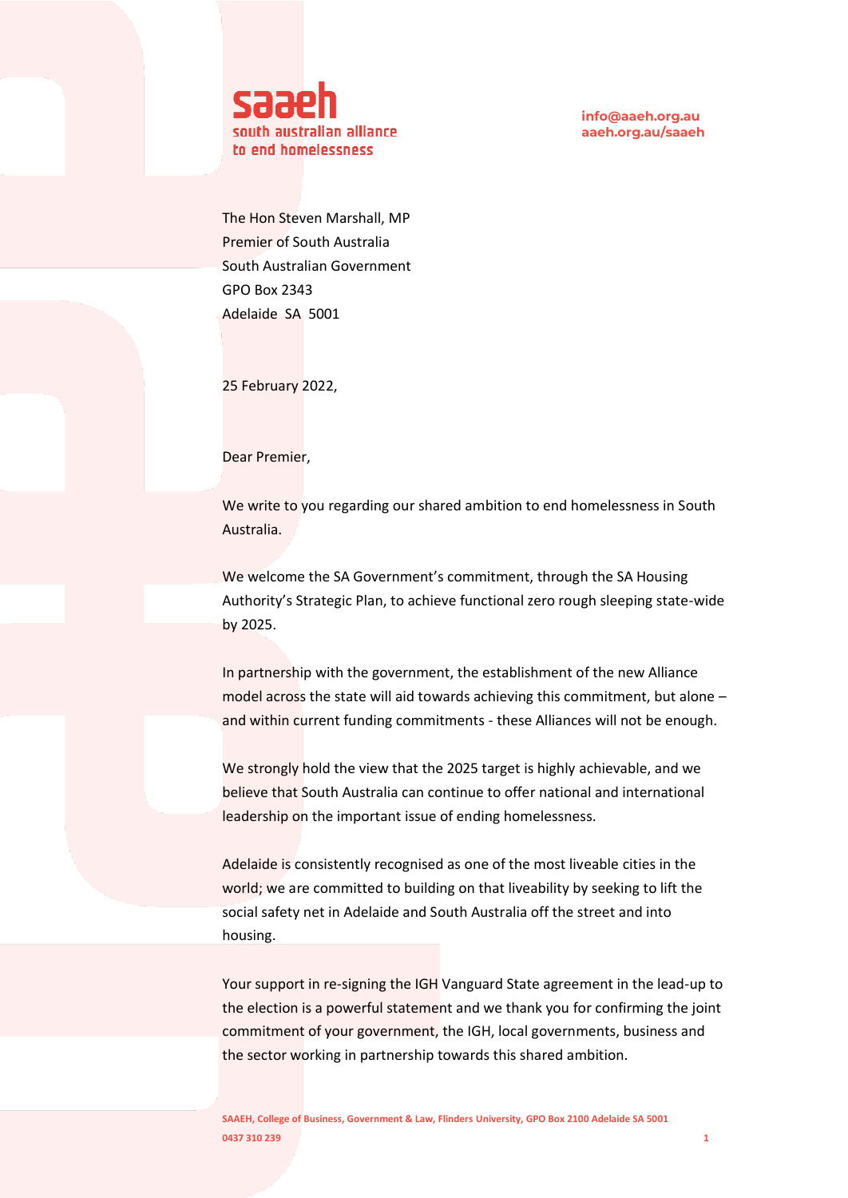**saaeh**
south australian alliance
to end homelessness

info@aaeh.org.au
aaeh.org.au/saaeh

The Hon Steven Marshall, MP
Premier of South Australia
South Australian Government
GPO Box 2343
Adelaide SA 5001

25 February 2022,

Dear Premier,

We write to you regarding our shared ambition to end homelessness in South Australia.

We welcome the SA Government's commitment, through the SA Housing Authority's Strategic Plan, to achieve functional zero rough sleeping state-wide by 2025.

In partnership with the government, the establishment of the new Alliance model across the state will aid towards achieving this commitment, but alone – and within current funding commitments - these Alliances will not be enough.

We strongly hold the view that the 2025 target is highly achievable, and we believe that South Australia can continue to offer national and international leadership on the important issue of ending homelessness.

Adelaide is consistently recognised as one of the most liveable cities in the world; we are committed to building on that liveability by seeking to lift the social safety net in Adelaide and South Australia off the street and into housing.

Your support in re-signing the IGH Vanguard State agreement in the lead-up to the election is a powerful statement and we thank you for confirming the joint commitment of your government, the IGH, local governments, business and the sector working in partnership towards this shared ambition.

SAAEH, College of Business, Government & Law, Flinders University, GPO Box 2100 Adelaide SA 5001
0437 310 239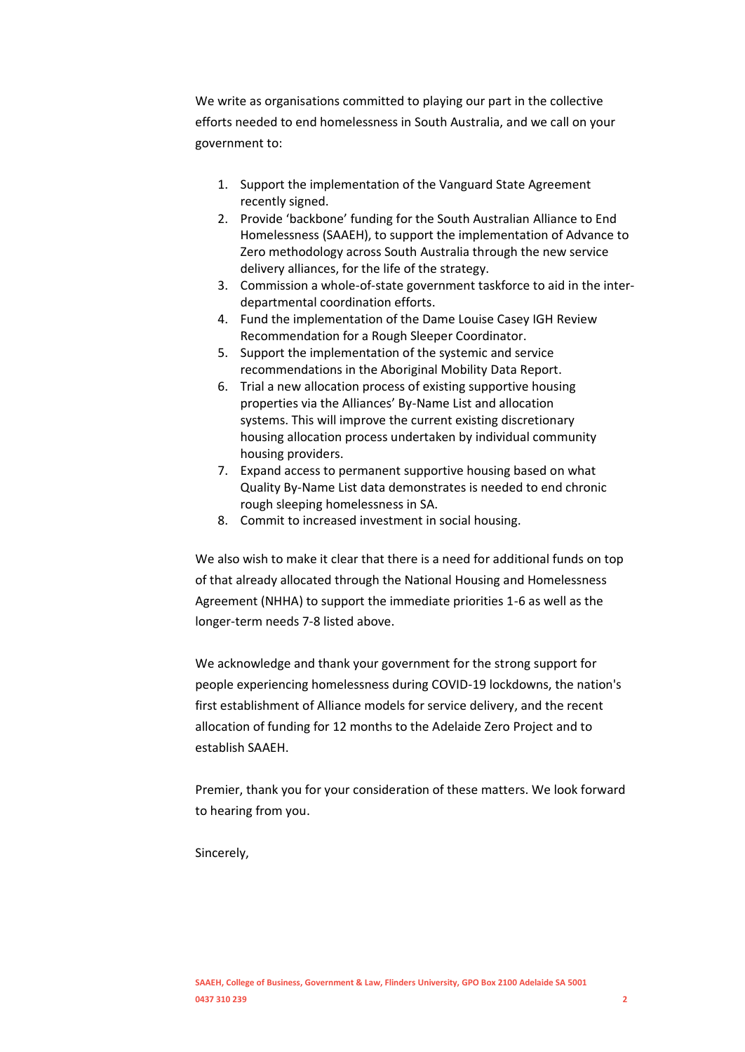We write as organisations committed to playing our part in the collective efforts needed to end homelessness in South Australia, and we call on your government to:

1. Support the implementation of the Vanguard State Agreement recently signed.
2. Provide 'backbone' funding for the South Australian Alliance to End Homelessness (SAAEH), to support the implementation of Advance to Zero methodology across South Australia through the new service delivery alliances, for the life of the strategy.
3. Commission a whole-of-state government taskforce to aid in the inter-departmental coordination efforts.
4. Fund the implementation of the Dame Louise Casey IGH Review Recommendation for a Rough Sleeper Coordinator.
5. Support the implementation of the systemic and service recommendations in the Aboriginal Mobility Data Report.
6. Trial a new allocation process of existing supportive housing properties via the Alliances' By-Name List and allocation systems. This will improve the current existing discretionary housing allocation process undertaken by individual community housing providers.
7. Expand access to permanent supportive housing based on what Quality By-Name List data demonstrates is needed to end chronic rough sleeping homelessness in SA.
8. Commit to increased investment in social housing.

We also wish to make it clear that there is a need for additional funds on top of that already allocated through the National Housing and Homelessness Agreement (NHHA) to support the immediate priorities 1-6 as well as the longer-term needs 7-8 listed above.

We acknowledge and thank your government for the strong support for people experiencing homelessness during COVID-19 lockdowns, the nation's first establishment of Alliance models for service delivery, and the recent allocation of funding for 12 months to the Adelaide Zero Project and to establish SAAEH.

Premier, thank you for your consideration of these matters. We look forward to hearing from you.

Sincerely,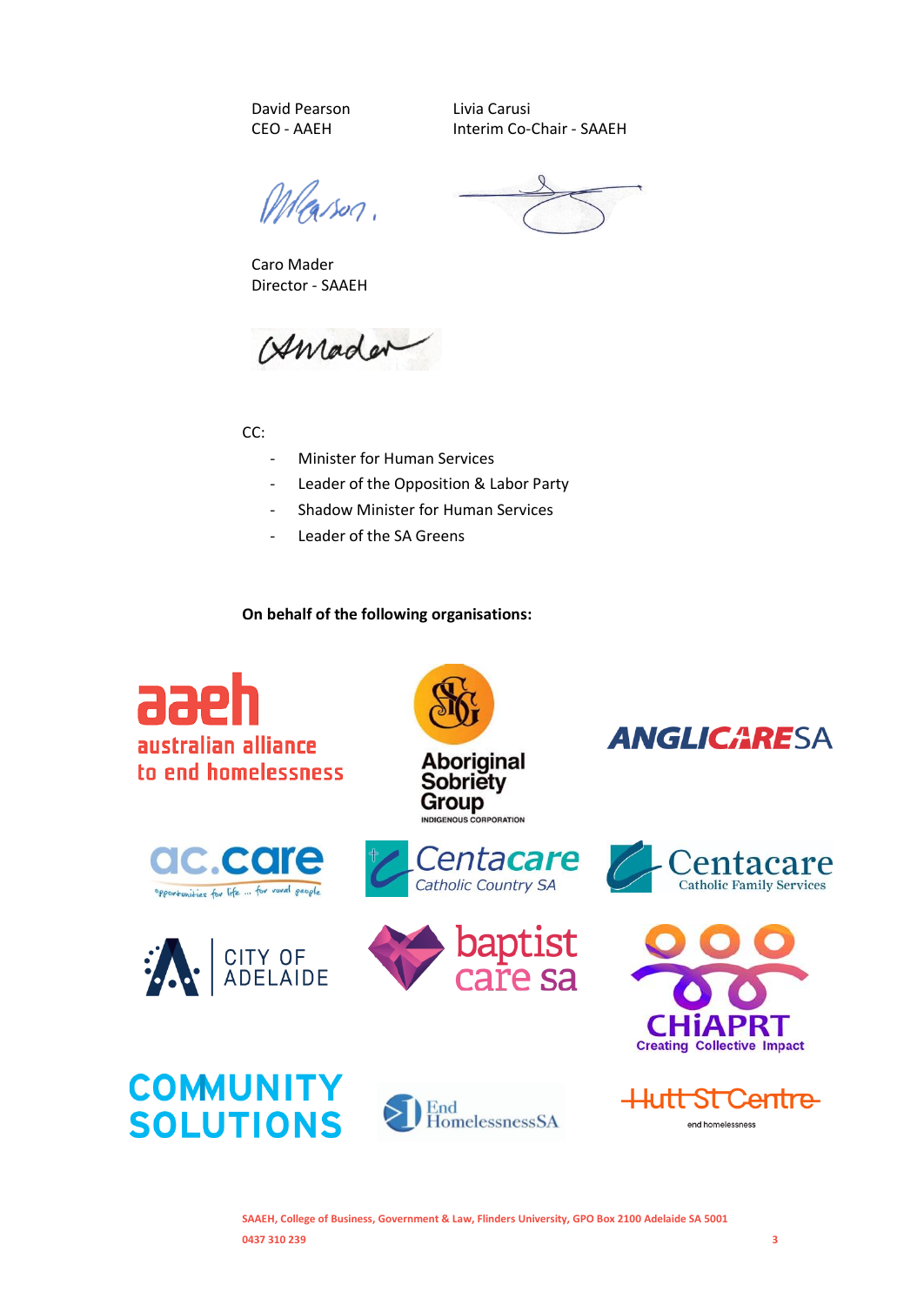David Pearson
CEO - AAEH

Livia Carusi
Interim Co-Chair - SAAEH

Caro Mader
Director - SAAEH

CC:

- Minister for Human Services
- Leader of the Opposition & Labor Party
- Shadow Minister for Human Services
- Leader of the SA Greens

**On behalf of the following organisations:**

aaeh australian alliance to end homelessness

Aboriginal Sobriety Group Indigenous Corporation

ANGLICARE SA

ac.care opportunities for life ... for rural people

Centacare Catholic Country SA

Centacare Catholic Family Services

City of Adelaide

baptist care sa

CHiAPRT Creating Collective Impact

Community Solutions

End Homelessness SA

Hutt St Centre end homelessness

SAAEH, College of Business, Government & Law, Flinders University, GPO Box 2100 Adelaide SA 5001
0437 310 239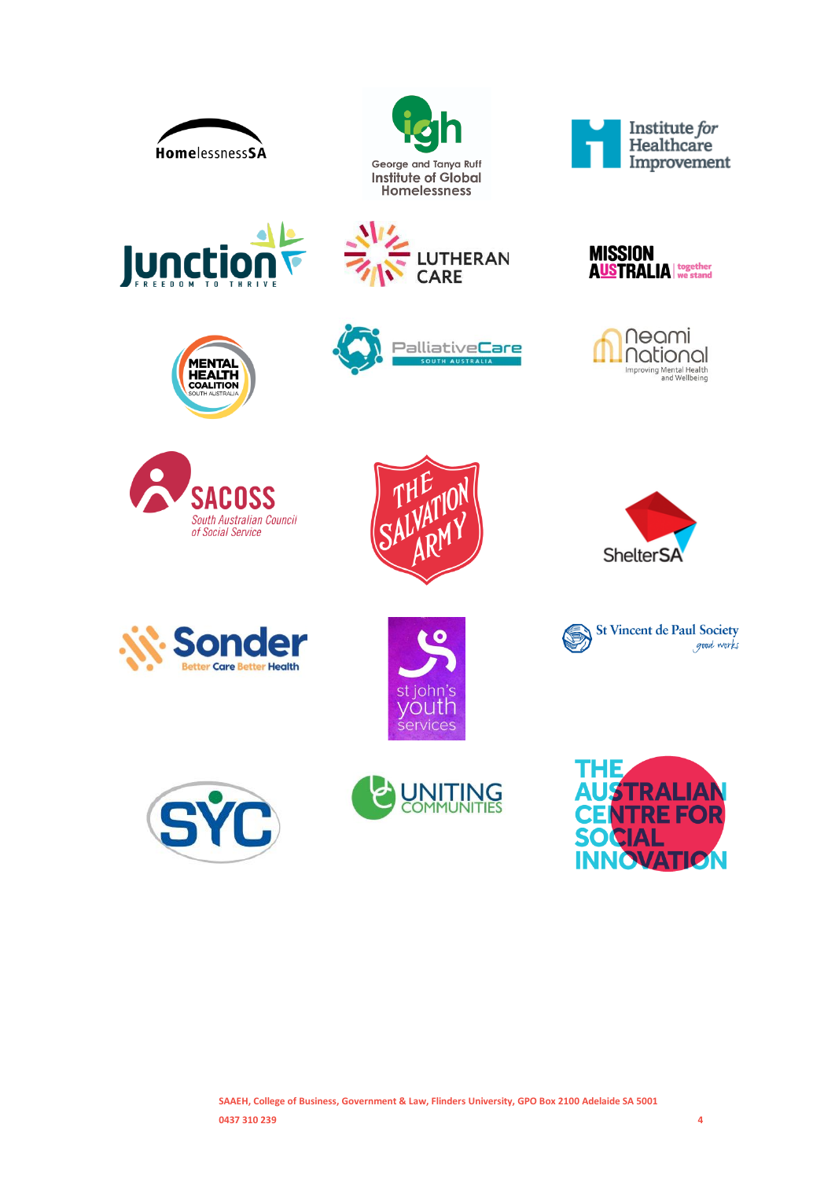HomelessnessSA

George and Tanya Ruff Institute of Global Homelessness

Institute for Healthcare Improvement

Junction FREEDOM TO THRIVE

LUTHERAN CARE

MISSION AUSTRALIA together we stand

MENTAL HEALTH COALITION SOUTH AUSTRALIA

PalliativeCare SOUTH AUSTRALIA

Neami National Improving Mental Health and Wellbeing

SACOSS South Australian Council of Social Service

THE SALVATION ARMY

ShelterSA

Sonder Better Care Better Health

St Vincent de Paul Society good works

st john's youth services

SYC

UNITING COMMUNITIES

THE AUSTRALIAN CENTRE FOR SOCIAL INNOVATION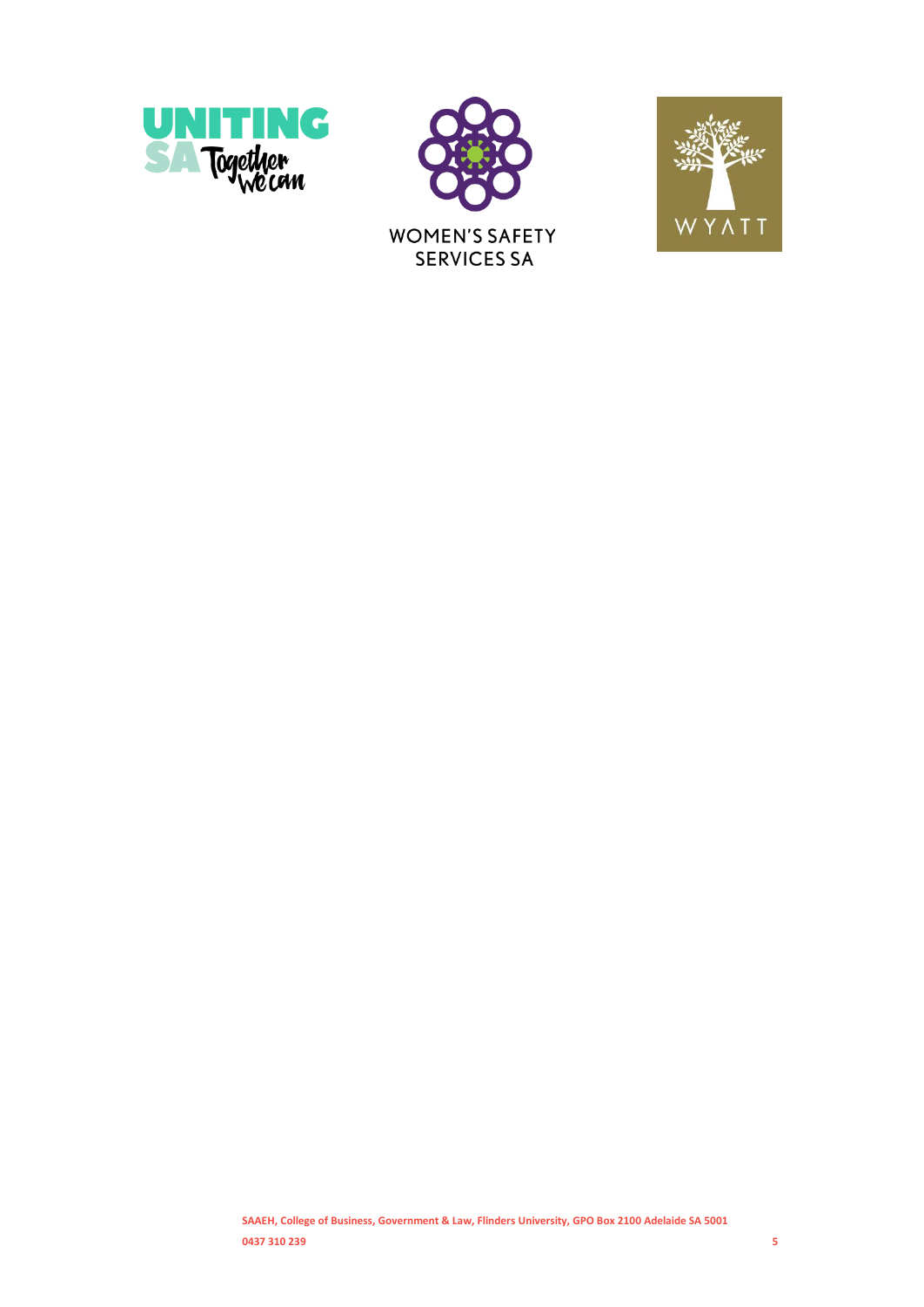UNITING SA Together we can

WOMEN'S SAFETY SERVICES SA

WYATT